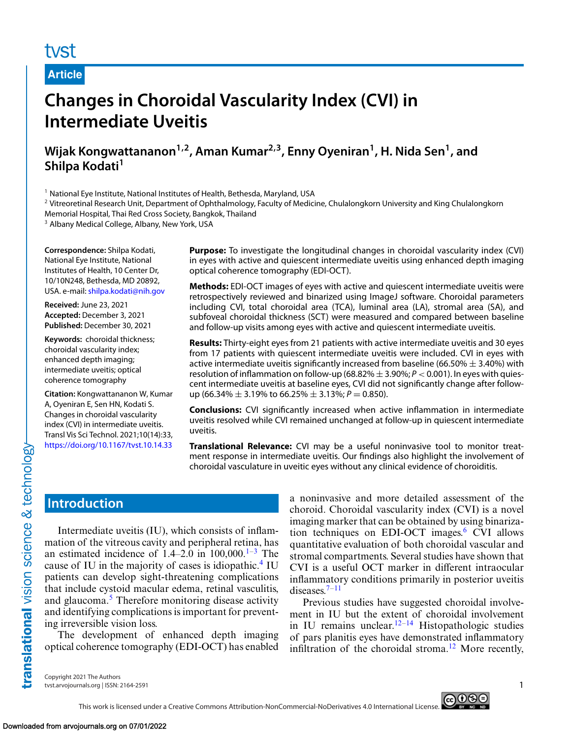Article

# Changes in Choroidal Vascularity Index (CVI) in Intermediate Uveitis

**Wijak Kongwattananon[1,2], Aman Kumar[2,3], Enny Oyeniran[1], H. Nida Sen[1], and Shilpa Kodati[1]**

[1] National Eye Institute, National Institutes of Health, Bethesda, Maryland, USA
[2] Vitreoretinal Research Unit, Department of Ophthalmology, Faculty of Medicine, Chulalongkorn University and King Chulalongkorn Memorial Hospital, Thai Red Cross Society, Bangkok, Thailand
[3] Albany Medical College, Albany, New York, USA

**Correspondence:** Shilpa Kodati, National Eye Institute, National Institutes of Health, 10 Center Dr, 10/10N248, Bethesda, MD 20892, USA. e-mail: shilpa.kodati@nih.gov

**Received:** June 23, 2021
**Accepted:** December 3, 2021
**Published:** December 30, 2021

**Keywords:** choroidal thickness; choroidal vascularity index; enhanced depth imaging; intermediate uveitis; optical coherence tomography

**Citation:** Kongwattananon W, Kumar A, Oyeniran E, Sen HN, Kodati S. Changes in choroidal vascularity index (CVI) in intermediate uveitis. Transl Vis Sci Technol. 2021;10(14):33, https://doi.org/10.1167/tvst.10.14.33

**Purpose:** To investigate the longitudinal changes in choroidal vascularity index (CVI) in eyes with active and quiescent intermediate uveitis using enhanced depth imaging optical coherence tomography (EDI-OCT).

**Methods:** EDI-OCT images of eyes with active and quiescent intermediate uveitis were retrospectively reviewed and binarized using ImageJ software. Choroidal parameters including CVI, total choroidal area (TCA), luminal area (LA), stromal area (SA), and subfoveal choroidal thickness (SCT) were measured and compared between baseline and follow-up visits among eyes with active and quiescent intermediate uveitis.

**Results:** Thirty-eight eyes from 21 patients with active intermediate uveitis and 30 eyes from 17 patients with quiescent intermediate uveitis were included. CVI in eyes with active intermediate uveitis significantly increased from baseline (66.50% ± 3.40%) with resolution of inflammation on follow-up (68.82% ± 3.90%; $P < 0.001$). In eyes with quiescent intermediate uveitis at baseline eyes, CVI did not significantly change after follow-up (66.34% ± 3.19% to 66.25% ± 3.13%; $P = 0.850$).

**Conclusions:** CVI significantly increased when active inflammation in intermediate uveitis resolved while CVI remained unchanged at follow-up in quiescent intermediate uveitis.

**Translational Relevance:** CVI may be a useful noninvasive tool to monitor treatment response in intermediate uveitis. Our findings also highlight the involvement of choroidal vasculature in uveitic eyes without any clinical evidence of choroiditis.

## Introduction

Intermediate uveitis (IU), which consists of inflammation of the vitreous cavity and peripheral retina, has an estimated incidence of 1.4–2.0 in 100,000.[1–3] The cause of IU in the majority of cases is idiopathic.[4] IU patients can develop sight-threatening complications that include cystoid macular edema, retinal vasculitis, and glaucoma.[5] Therefore monitoring disease activity and identifying complications is important for preventing irreversible vision loss.

The development of enhanced depth imaging optical coherence tomography (EDI-OCT) has enabled a noninvasive and more detailed assessment of the choroid. Choroidal vascularity index (CVI) is a novel imaging marker that can be obtained by using binarization techniques on EDI-OCT images.[6] CVI allows quantitative evaluation of both choroidal vascular and stromal compartments. Several studies have shown that CVI is a useful OCT marker in different intraocular inflammatory conditions primarily in posterior uveitis diseases.[7–11]

Previous studies have suggested choroidal involvement in IU but the extent of choroidal involvement in IU remains unclear.[12–14] Histopathologic studies of pars planitis eyes have demonstrated inflammatory infiltration of the choroidal stroma.[12] More recently,

Copyright 2021 The Authors
tvst.arvojournals.org | ISSN: 2164-2591

This work is licensed under a Creative Commons Attribution-NonCommercial-NoDerivatives 4.0 International License.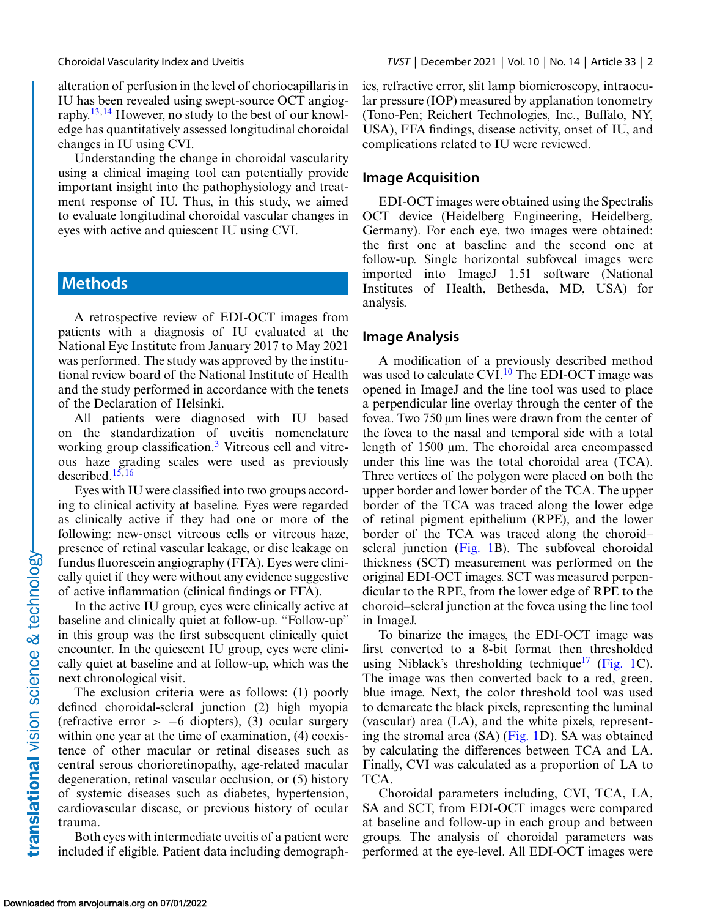alteration of perfusion in the level of choriocapillaris in IU has been revealed using swept-source OCT angiography.[13,14] However, no study to the best of our knowledge has quantitatively assessed longitudinal choroidal changes in IU using CVI.

Understanding the change in choroidal vascularity using a clinical imaging tool can potentially provide important insight into the pathophysiology and treatment response of IU. Thus, in this study, we aimed to evaluate longitudinal choroidal vascular changes in eyes with active and quiescent IU using CVI.

## Methods

A retrospective review of EDI-OCT images from patients with a diagnosis of IU evaluated at the National Eye Institute from January 2017 to May 2021 was performed. The study was approved by the institutional review board of the National Institute of Health and the study performed in accordance with the tenets of the Declaration of Helsinki.

All patients were diagnosed with IU based on the standardization of uveitis nomenclature working group classification.[3] Vitreous cell and vitreous haze grading scales were used as previously described.[15,16]

Eyes with IU were classified into two groups according to clinical activity at baseline. Eyes were regarded as clinically active if they had one or more of the following: new-onset vitreous cells or vitreous haze, presence of retinal vascular leakage, or disc leakage on fundus fluorescein angiography (FFA). Eyes were clinically quiet if they were without any evidence suggestive of active inflammation (clinical findings or FFA).

In the active IU group, eyes were clinically active at baseline and clinically quiet at follow-up. "Follow-up" in this group was the first subsequent clinically quiet encounter. In the quiescent IU group, eyes were clinically quiet at baseline and at follow-up, which was the next chronological visit.

The exclusion criteria were as follows: (1) poorly defined choroidal-scleral junction (2) high myopia (refractive error > −6 diopters), (3) ocular surgery within one year at the time of examination, (4) coexistence of other macular or retinal diseases such as central serous chorioretinopathy, age-related macular degeneration, retinal vascular occlusion, or (5) history of systemic diseases such as diabetes, hypertension, cardiovascular disease, or previous history of ocular trauma.

Both eyes with intermediate uveitis of a patient were included if eligible. Patient data including demographics, refractive error, slit lamp biomicroscopy, intraocular pressure (IOP) measured by applanation tonometry (Tono-Pen; Reichert Technologies, Inc., Buffalo, NY, USA), FFA findings, disease activity, onset of IU, and complications related to IU were reviewed.

### Image Acquisition

EDI-OCT images were obtained using the Spectralis OCT device (Heidelberg Engineering, Heidelberg, Germany). For each eye, two images were obtained: the first one at baseline and the second one at follow-up. Single horizontal subfoveal images were imported into ImageJ 1.51 software (National Institutes of Health, Bethesda, MD, USA) for analysis.

### Image Analysis

A modification of a previously described method was used to calculate CVI.[10] The EDI-OCT image was opened in ImageJ and the line tool was used to place a perpendicular line overlay through the center of the fovea. Two 750 µm lines were drawn from the center of the fovea to the nasal and temporal side with a total length of 1500 µm. The choroidal area encompassed under this line was the total choroidal area (TCA). Three vertices of the polygon were placed on both the upper border and lower border of the TCA. The upper border of the TCA was traced along the lower edge of retinal pigment epithelium (RPE), and the lower border of the TCA was traced along the choroid–scleral junction (Fig. 1B). The subfoveal choroidal thickness (SCT) measurement was performed on the original EDI-OCT images. SCT was measured perpendicular to the RPE, from the lower edge of RPE to the choroid–scleral junction at the fovea using the line tool in ImageJ.

To binarize the images, the EDI-OCT image was first converted to a 8-bit format then thresholded using Niblack's thresholding technique[17] (Fig. 1C). The image was then converted back to a red, green, blue image. Next, the color threshold tool was used to demarcate the black pixels, representing the luminal (vascular) area (LA), and the white pixels, representing the stromal area (SA) (Fig. 1D). SA was obtained by calculating the differences between TCA and LA. Finally, CVI was calculated as a proportion of LA to TCA.

Choroidal parameters including, CVI, TCA, LA, SA and SCT, from EDI-OCT images were compared at baseline and follow-up in each group and between groups. The analysis of choroidal parameters was performed at the eye-level. All EDI-OCT images were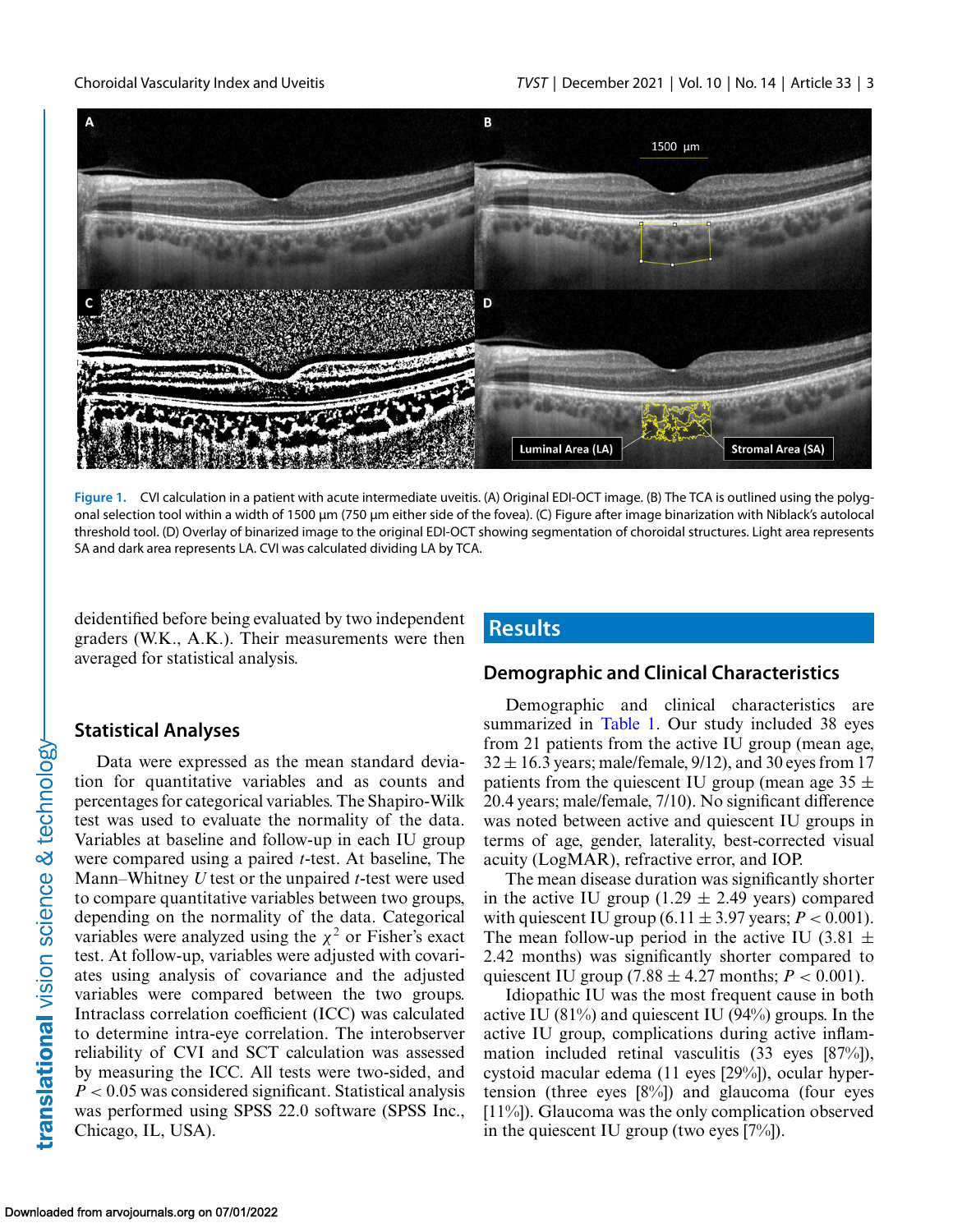Figure 1. CVI calculation in a patient with acute intermediate uveitis. (A) Original EDI-OCT image. (B) The TCA is outlined using the polygonal selection tool within a width of 1500 µm (750 µm either side of the fovea). (C) Figure after image binarization with Niblack's autolocal threshold tool. (D) Overlay of binarized image to the original EDI-OCT showing segmentation of choroidal structures. Light area represents SA and dark area represents LA. CVI was calculated dividing LA by TCA.

deidentified before being evaluated by two independent graders (W.K., A.K.). Their measurements were then averaged for statistical analysis.

### Statistical Analyses

Data were expressed as the mean standard deviation for quantitative variables and as counts and percentages for categorical variables. The Shapiro-Wilk test was used to evaluate the normality of the data. Variables at baseline and follow-up in each IU group were compared using a paired *t*-test. At baseline, The Mann–Whitney *U* test or the unpaired *t*-test were used to compare quantitative variables between two groups, depending on the normality of the data. Categorical variables were analyzed using the $\chi^2$ or Fisher's exact test. At follow-up, variables were adjusted with covariates using analysis of covariance and the adjusted variables were compared between the two groups. Intraclass correlation coefficient (ICC) was calculated to determine intra-eye correlation. The interobserver reliability of CVI and SCT calculation was assessed by measuring the ICC. All tests were two-sided, and $P < 0.05$ was considered significant. Statistical analysis was performed using SPSS 22.0 software (SPSS Inc., Chicago, IL, USA).

## Results

### Demographic and Clinical Characteristics

Demographic and clinical characteristics are summarized in Table 1. Our study included 38 eyes from 21 patients from the active IU group (mean age, $32 \pm 16.3$ years; male/female, 9/12), and 30 eyes from 17 patients from the quiescent IU group (mean age $35 \pm 20.4$ years; male/female, 7/10). No significant difference was noted between active and quiescent IU groups in terms of age, gender, laterality, best-corrected visual acuity (LogMAR), refractive error, and IOP.

The mean disease duration was significantly shorter in the active IU group ($1.29 \pm 2.49$ years) compared with quiescent IU group ($6.11 \pm 3.97$ years; $P < 0.001$). The mean follow-up period in the active IU ($3.81 \pm 2.42$ months) was significantly shorter compared to quiescent IU group ($7.88 \pm 4.27$ months; $P < 0.001$).

Idiopathic IU was the most frequent cause in both active IU (81%) and quiescent IU (94%) groups. In the active IU group, complications during active inflammation included retinal vasculitis (33 eyes [87%]), cystoid macular edema (11 eyes [29%]), ocular hypertension (three eyes [8%]) and glaucoma (four eyes [11%]). Glaucoma was the only complication observed in the quiescent IU group (two eyes [7%]).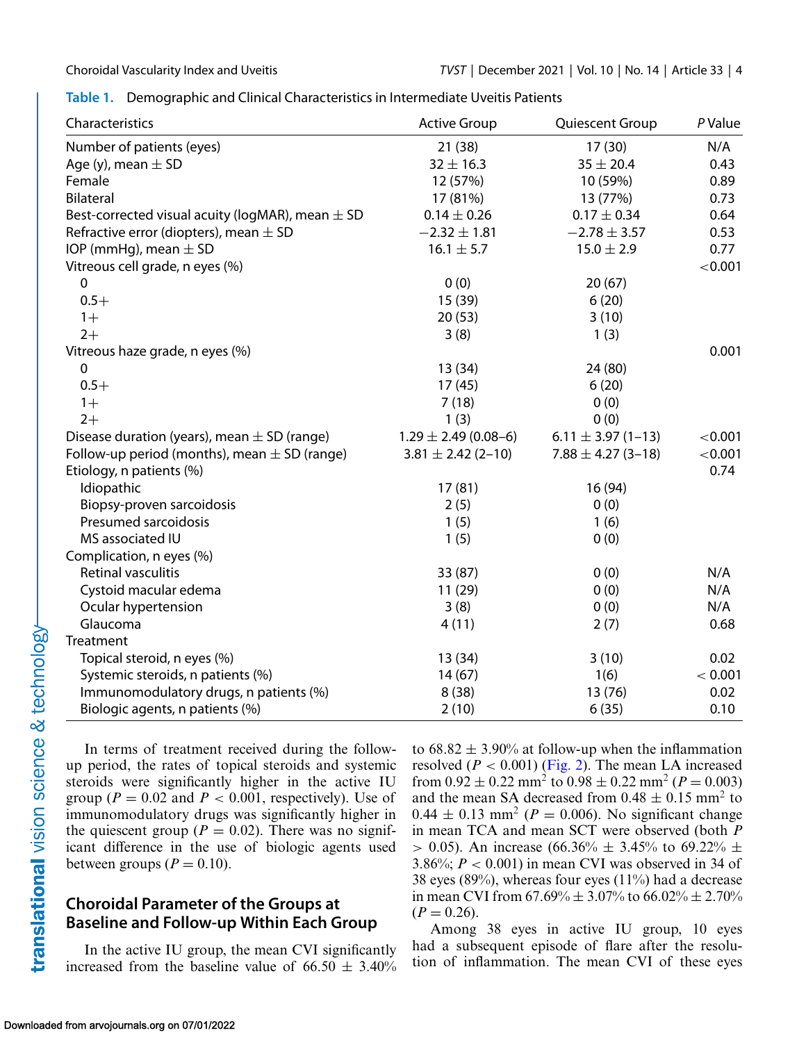**Table 1.** Demographic and Clinical Characteristics in Intermediate Uveitis Patients

| Characteristics | Active Group | Quiescent Group | *P* Value |
|---|---|---|---|
| Number of patients (eyes) | 21 (38) | 17 (30) | N/A |
| Age (y), mean ± SD | 32 ± 16.3 | 35 ± 20.4 | 0.43 |
| Female | 12 (57%) | 10 (59%) | 0.89 |
| Bilateral | 17 (81%) | 13 (77%) | 0.73 |
| Best-corrected visual acuity (logMAR), mean ± SD | 0.14 ± 0.26 | 0.17 ± 0.34 | 0.64 |
| Refractive error (diopters), mean ± SD | −2.32 ± 1.81 | −2.78 ± 3.57 | 0.53 |
| IOP (mmHg), mean ± SD | 16.1 ± 5.7 | 15.0 ± 2.9 | 0.77 |
| Vitreous cell grade, n eyes (%) | | | <0.001 |
| 0 | 0 (0) | 20 (67) | |
| 0.5+ | 15 (39) | 6 (20) | |
| 1+ | 20 (53) | 3 (10) | |
| 2+ | 3 (8) | 1 (3) | |
| Vitreous haze grade, n eyes (%) | | | 0.001 |
| 0 | 13 (34) | 24 (80) | |
| 0.5+ | 17 (45) | 6 (20) | |
| 1+ | 7 (18) | 0 (0) | |
| 2+ | 1 (3) | 0 (0) | |
| Disease duration (years), mean ± SD (range) | 1.29 ± 2.49 (0.08–6) | 6.11 ± 3.97 (1–13) | <0.001 |
| Follow-up period (months), mean ± SD (range) | 3.81 ± 2.42 (2–10) | 7.88 ± 4.27 (3–18) | <0.001 |
| Etiology, n patients (%) | | | 0.74 |
| Idiopathic | 17 (81) | 16 (94) | |
| Biopsy-proven sarcoidosis | 2 (5) | 0 (0) | |
| Presumed sarcoidosis | 1 (5) | 1 (6) | |
| MS associated IU | 1 (5) | 0 (0) | |
| Complication, n eyes (%) | | | |
| Retinal vasculitis | 33 (87) | 0 (0) | N/A |
| Cystoid macular edema | 11 (29) | 0 (0) | N/A |
| Ocular hypertension | 3 (8) | 0 (0) | N/A |
| Glaucoma | 4 (11) | 2 (7) | 0.68 |
| Treatment | | | |
| Topical steroid, n eyes (%) | 13 (34) | 3 (10) | 0.02 |
| Systemic steroids, n patients (%) | 14 (67) | 1(6) | < 0.001 |
| Immunomodulatory drugs, n patients (%) | 8 (38) | 13 (76) | 0.02 |
| Biologic agents, n patients (%) | 2 (10) | 6 (35) | 0.10 |

In terms of treatment received during the follow-up period, the rates of topical steroids and systemic steroids were significantly higher in the active IU group ($P = 0.02$ and $P < 0.001$, respectively). Use of immunomodulatory drugs was significantly higher in the quiescent group ($P = 0.02$). There was no significant difference in the use of biologic agents used between groups ($P = 0.10$).

## Choroidal Parameter of the Groups at Baseline and Follow-up Within Each Group

In the active IU group, the mean CVI significantly increased from the baseline value of 66.50 ± 3.40% to 68.82 ± 3.90% at follow-up when the inflammation resolved ($P < 0.001$) (Fig. 2). The mean LA increased from 0.92 ± 0.22 $mm^2$ to 0.98 ± 0.22 $mm^2$ ($P = 0.003$) and the mean SA decreased from 0.48 ± 0.15 $mm^2$ to 0.44 ± 0.13 $mm^2$ ($P = 0.006$). No significant change in mean TCA and mean SCT were observed (both $P > 0.05$). An increase (66.36% ± 3.45% to 69.22% ± 3.86%; $P < 0.001$) in mean CVI was observed in 34 of 38 eyes (89%), whereas four eyes (11%) had a decrease in mean CVI from 67.69% ± 3.07% to 66.02% ± 2.70% ($P = 0.26$).

Among 38 eyes in active IU group, 10 eyes had a subsequent episode of flare after the resolution of inflammation. The mean CVI of these eyes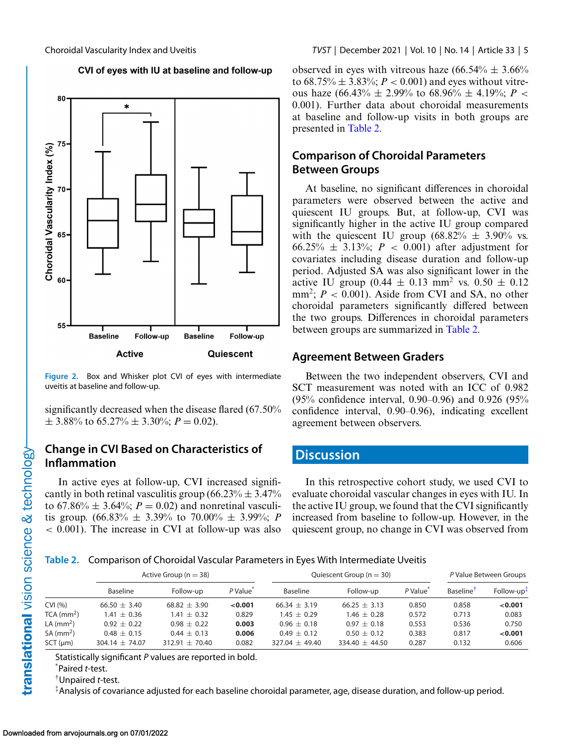CVI of eyes with IU at baseline and follow-up

80
75
70
65
60
55

Choroidal Vascularity Index (%)

*

Baseline
Follow-up
Baseline
Follow-up

Active
Quiescent

**Figure 2.** Box and Whisker plot CVI of eyes with intermediate uveitis at baseline and follow-up.

significantly decreased when the disease flared (67.50% ± 3.88% to 65.27% ± 3.30%; $P = 0.02$).

## Change in CVI Based on Characteristics of Inflammation

In active eyes at follow-up, CVI increased significantly in both retinal vasculitis group (66.23% ± 3.47% to 67.86% ± 3.64%; $P = 0.02$) and nonretinal vasculitis group. (66.83% ± 3.39% to 70.00% ± 3.99%; $P < 0.001$). The increase in CVI at follow-up was also observed in eyes with vitreous haze (66.54% ± 3.66% to 68.75% ± 3.83%; $P < 0.001$) and eyes without vitreous haze (66.43% ± 2.99% to 68.96% ± 4.19%; $P < 0.001$). Further data about choroidal measurements at baseline and follow-up visits in both groups are presented in Table 2.

## Comparison of Choroidal Parameters Between Groups

At baseline, no significant differences in choroidal parameters were observed between the active and quiescent IU groups. But, at follow-up, CVI was significantly higher in the active IU group compared with the quiescent IU group (68.82% ± 3.90% vs. 66.25% ± 3.13%; $P < 0.001$) after adjustment for covariates including disease duration and follow-up period. Adjusted SA was also significant lower in the active IU group (0.44 ± 0.13 $mm^2$ vs. 0.50 ± 0.12 $mm^2$; $P < 0.001$). Aside from CVI and SA, no other choroidal parameters significantly differed between the two groups. Differences in choroidal parameters between groups are summarized in Table 2.

## Agreement Between Graders

Between the two independent observers, CVI and SCT measurement was noted with an ICC of 0.982 (95% confidence interval, 0.90–0.96) and 0.926 (95% confidence interval, 0.90–0.96), indicating excellent agreement between observers.

# Discussion

In this retrospective cohort study, we used CVI to evaluate choroidal vascular changes in eyes with IU. In the active IU group, we found that the CVI significantly increased from baseline to follow-up. However, in the quiescent group, no change in CVI was observed from

**Table 2.** Comparison of Choroidal Vascular Parameters in Eyes With Intermediate Uveitis

| | Active Group (n = 38) | | | Quiescent Group (n = 30) | | | *P* Value Between Groups | |
|---|---|---|---|---|---|---|---|---|
| | Baseline | Follow-up | *P* Value[*] | Baseline | Follow-up | *P* Value[*] | Baseline[†] | Follow-up[‡] |
| CVI (%) | 66.50 ± 3.40 | 68.82 ± 3.90 | **<0.001** | 66.34 ± 3.19 | 66.25 ± 3.13 | 0.850 | 0.858 | **<0.001** |
| TCA ($mm^2$) | 1.41 ± 0.36 | 1.41 ± 0.32 | 0.829 | 1.45 ± 0.29 | 1.46 ± 0.28 | 0.572 | 0.713 | 0.083 |
| LA ($mm^2$) | 0.92 ± 0.22 | 0.98 ± 0.22 | **0.003** | 0.96 ± 0.18 | 0.97 ± 0.18 | 0.553 | 0.536 | 0.750 |
| SA ($mm^2$) | 0.48 ± 0.15 | 0.44 ± 0.13 | **0.006** | 0.49 ± 0.12 | 0.50 ± 0.12 | 0.383 | 0.817 | **<0.001** |
| SCT (µm) | 304.14 ± 74.07 | 312.91 ± 70.40 | 0.082 | 327.04 ± 49.40 | 334.40 ± 44.50 | 0.287 | 0.132 | 0.606 |

Statistically significant *P* values are reported in bold.
[*]Paired *t*-test.
[†]Unpaired *t*-test.
[‡]Analysis of covariance adjusted for each baseline choroidal parameter, age, disease duration, and follow-up period.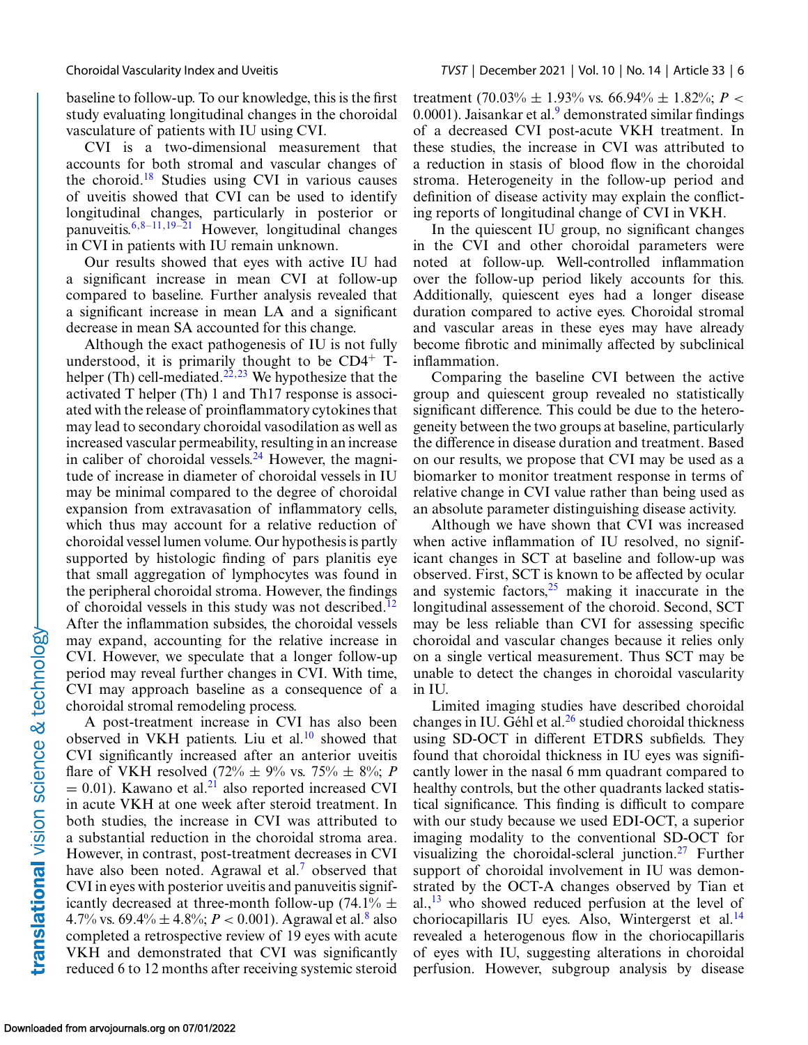baseline to follow-up. To our knowledge, this is the first study evaluating longitudinal changes in the choroidal vasculature of patients with IU using CVI.

CVI is a two-dimensional measurement that accounts for both stromal and vascular changes of the choroid.[18] Studies using CVI in various causes of uveitis showed that CVI can be used to identify longitudinal changes, particularly in posterior or panuveitis.[6,8–11,19–21] However, longitudinal changes in CVI in patients with IU remain unknown.

Our results showed that eyes with active IU had a significant increase in mean CVI at follow-up compared to baseline. Further analysis revealed that a significant increase in mean LA and a significant decrease in mean SA accounted for this change.

Although the exact pathogenesis of IU is not fully understood, it is primarily thought to be $CD4^+$ T-helper (Th) cell-mediated.[22,23] We hypothesize that the activated T helper (Th) 1 and Th17 response is associated with the release of proinflammatory cytokines that may lead to secondary choroidal vasodilation as well as increased vascular permeability, resulting in an increase in caliber of choroidal vessels.[24] However, the magnitude of increase in diameter of choroidal vessels in IU may be minimal compared to the degree of choroidal expansion from extravasation of inflammatory cells, which thus may account for a relative reduction of choroidal vessel lumen volume. Our hypothesis is partly supported by histologic finding of pars planitis eye that small aggregation of lymphocytes was found in the peripheral choroidal stroma. However, the findings of choroidal vessels in this study was not described.[12] After the inflammation subsides, the choroidal vessels may expand, accounting for the relative increase in CVI. However, we speculate that a longer follow-up period may reveal further changes in CVI. With time, CVI may approach baseline as a consequence of a choroidal stromal remodeling process.

A post-treatment increase in CVI has also been observed in VKH patients. Liu et al.[10] showed that CVI significantly increased after an anterior uveitis flare of VKH resolved (72% ± 9% vs. 75% ± 8%; $P = 0.01$). Kawano et al.[21] also reported increased CVI in acute VKH at one week after steroid treatment. In both studies, the increase in CVI was attributed to a substantial reduction in the choroidal stroma area. However, in contrast, post-treatment decreases in CVI have also been noted. Agrawal et al.[7] observed that CVI in eyes with posterior uveitis and panuveitis significantly decreased at three-month follow-up (74.1% ± 4.7% vs. 69.4% ± 4.8%; $P < 0.001$). Agrawal et al.[8] also completed a retrospective review of 19 eyes with acute VKH and demonstrated that CVI was significantly reduced 6 to 12 months after receiving systemic steroid treatment (70.03% ± 1.93% vs. 66.94% ± 1.82%; $P < 0.0001$). Jaisankar et al.[9] demonstrated similar findings of a decreased CVI post-acute VKH treatment. In these studies, the increase in CVI was attributed to a reduction in stasis of blood flow in the choroidal stroma. Heterogeneity in the follow-up period and definition of disease activity may explain the conflicting reports of longitudinal change of CVI in VKH.

In the quiescent IU group, no significant changes in the CVI and other choroidal parameters were noted at follow-up. Well-controlled inflammation over the follow-up period likely accounts for this. Additionally, quiescent eyes had a longer disease duration compared to active eyes. Choroidal stromal and vascular areas in these eyes may have already become fibrotic and minimally affected by subclinical inflammation.

Comparing the baseline CVI between the active group and quiescent group revealed no statistically significant difference. This could be due to the heterogeneity between the two groups at baseline, particularly the difference in disease duration and treatment. Based on our results, we propose that CVI may be used as a biomarker to monitor treatment response in terms of relative change in CVI value rather than being used as an absolute parameter distinguishing disease activity.

Although we have shown that CVI was increased when active inflammation of IU resolved, no significant changes in SCT at baseline and follow-up was observed. First, SCT is known to be affected by ocular and systemic factors,[25] making it inaccurate in the longitudinal assessement of the choroid. Second, SCT may be less reliable than CVI for assessing specific choroidal and vascular changes because it relies only on a single vertical measurement. Thus SCT may be unable to detect the changes in choroidal vascularity in IU.

Limited imaging studies have described choroidal changes in IU. Géhl et al.[26] studied choroidal thickness using SD-OCT in different ETDRS subfields. They found that choroidal thickness in IU eyes was significantly lower in the nasal 6 mm quadrant compared to healthy controls, but the other quadrants lacked statistical significance. This finding is difficult to compare with our study because we used EDI-OCT, a superior imaging modality to the conventional SD-OCT for visualizing the choroidal-scleral junction.[27] Further support of choroidal involvement in IU was demonstrated by the OCT-A changes observed by Tian et al.,[13] who showed reduced perfusion at the level of choriocapillaris IU eyes. Also, Wintergerst et al.[14] revealed a heterogenous flow in the choriocapillaris of eyes with IU, suggesting alterations in choroidal perfusion. However, subgroup analysis by disease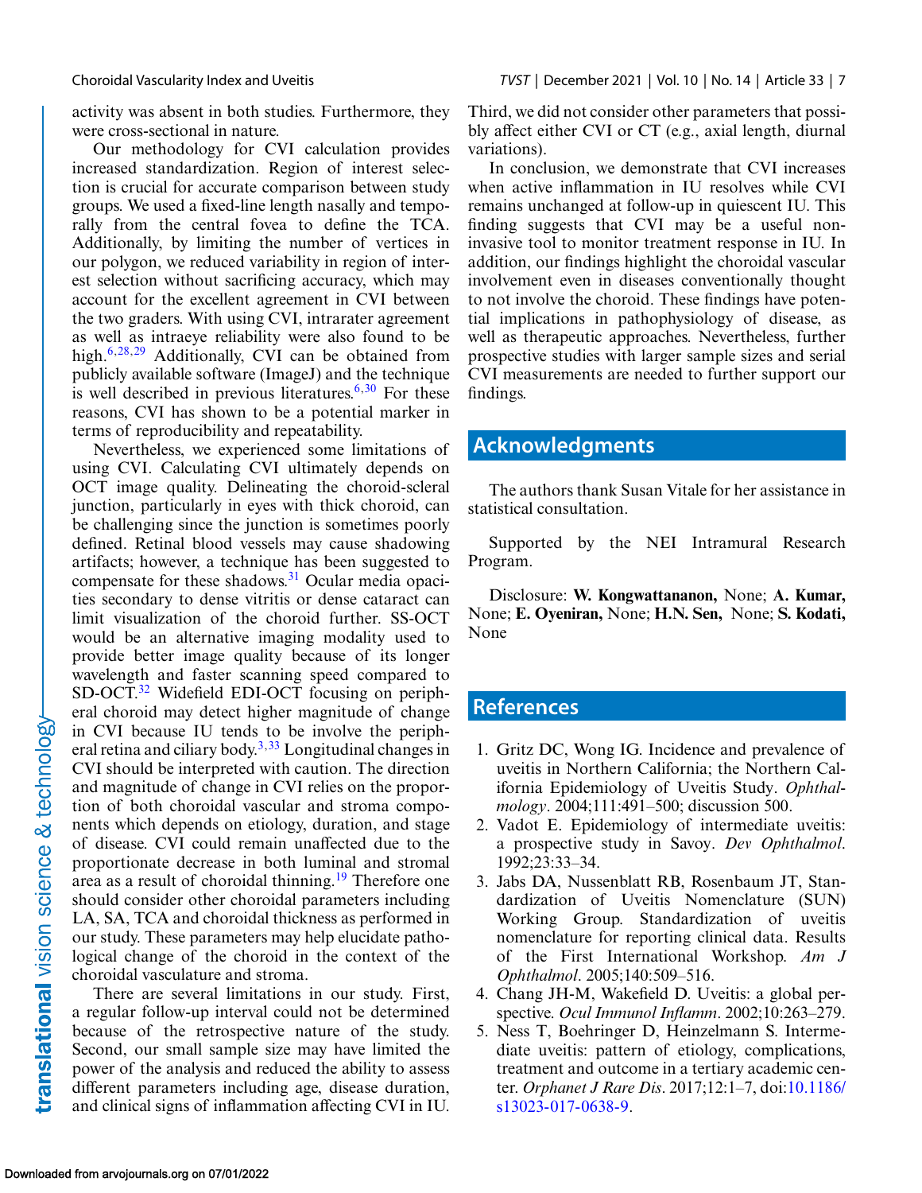activity was absent in both studies. Furthermore, they were cross-sectional in nature.

Our methodology for CVI calculation provides increased standardization. Region of interest selection is crucial for accurate comparison between study groups. We used a fixed-line length nasally and temporally from the central fovea to define the TCA. Additionally, by limiting the number of vertices in our polygon, we reduced variability in region of interest selection without sacrificing accuracy, which may account for the excellent agreement in CVI between the two graders. With using CVI, intrarater agreement as well as intraeye reliability were also found to be high.[6,28,29] Additionally, CVI can be obtained from publicly available software (ImageJ) and the technique is well described in previous literatures.[6,30] For these reasons, CVI has shown to be a potential marker in terms of reproducibility and repeatability.

Nevertheless, we experienced some limitations of using CVI. Calculating CVI ultimately depends on OCT image quality. Delineating the choroid-scleral junction, particularly in eyes with thick choroid, can be challenging since the junction is sometimes poorly defined. Retinal blood vessels may cause shadowing artifacts; however, a technique has been suggested to compensate for these shadows.[31] Ocular media opacities secondary to dense vitritis or dense cataract can limit visualization of the choroid further. SS-OCT would be an alternative imaging modality used to provide better image quality because of its longer wavelength and faster scanning speed compared to SD-OCT.[32] Widefield EDI-OCT focusing on peripheral choroid may detect higher magnitude of change in CVI because IU tends to be involve the peripheral retina and ciliary body.[3,33] Longitudinal changes in CVI should be interpreted with caution. The direction and magnitude of change in CVI relies on the proportion of both choroidal vascular and stroma components which depends on etiology, duration, and stage of disease. CVI could remain unaffected due to the proportionate decrease in both luminal and stromal area as a result of choroidal thinning.[19] Therefore one should consider other choroidal parameters including LA, SA, TCA and choroidal thickness as performed in our study. These parameters may help elucidate pathological change of the choroid in the context of the choroidal vasculature and stroma.

There are several limitations in our study. First, a regular follow-up interval could not be determined because of the retrospective nature of the study. Second, our small sample size may have limited the power of the analysis and reduced the ability to assess different parameters including age, disease duration, and clinical signs of inflammation affecting CVI in IU. Third, we did not consider other parameters that possibly affect either CVI or CT (e.g., axial length, diurnal variations).

In conclusion, we demonstrate that CVI increases when active inflammation in IU resolves while CVI remains unchanged at follow-up in quiescent IU. This finding suggests that CVI may be a useful noninvasive tool to monitor treatment response in IU. In addition, our findings highlight the choroidal vascular involvement even in diseases conventionally thought to not involve the choroid. These findings have potential implications in pathophysiology of disease, as well as therapeutic approaches. Nevertheless, further prospective studies with larger sample sizes and serial CVI measurements are needed to further support our findings.

## Acknowledgments

The authors thank Susan Vitale for her assistance in statistical consultation.

Supported by the NEI Intramural Research Program.

Disclosure: **W. Kongwattananon,** None; **A. Kumar,** None; **E. Oyeniran,** None; **H.N. Sen,** None; **S. Kodati,** None

## References

1. Gritz DC, Wong IG. Incidence and prevalence of uveitis in Northern California; the Northern California Epidemiology of Uveitis Study. *Ophthalmology*. 2004;111:491–500; discussion 500.
2. Vadot E. Epidemiology of intermediate uveitis: a prospective study in Savoy. *Dev Ophthalmol*. 1992;23:33–34.
3. Jabs DA, Nussenblatt RB, Rosenbaum JT, Standardization of Uveitis Nomenclature (SUN) Working Group. Standardization of uveitis nomenclature for reporting clinical data. Results of the First International Workshop. *Am J Ophthalmol*. 2005;140:509–516.
4. Chang JH-M, Wakefield D. Uveitis: a global perspective. *Ocul Immunol Inflamm*. 2002;10:263–279.
5. Ness T, Boehringer D, Heinzelmann S. Intermediate uveitis: pattern of etiology, complications, treatment and outcome in a tertiary academic center. *Orphanet J Rare Dis*. 2017;12:1–7, doi:10.1186/s13023-017-0638-9.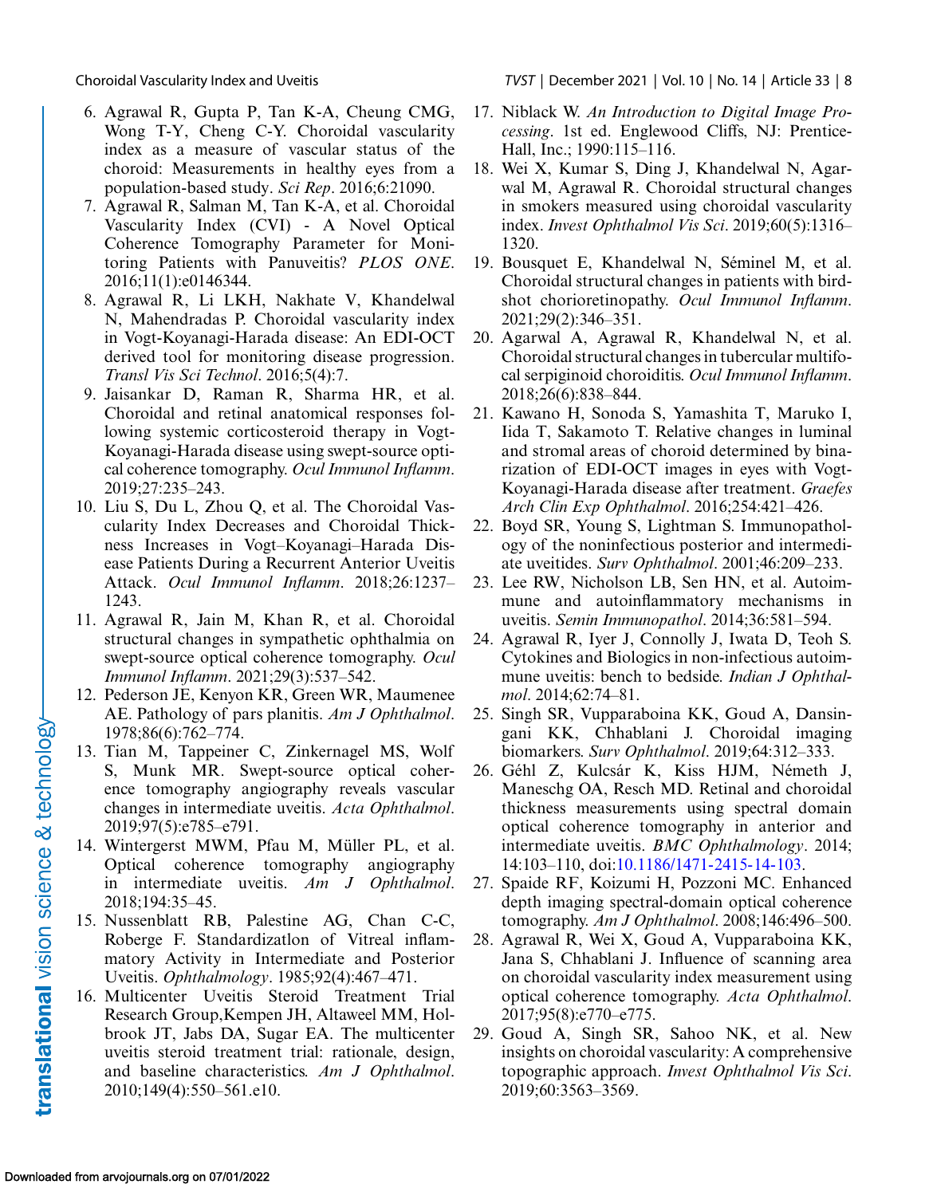6. Agrawal R, Gupta P, Tan K-A, Cheung CMG, Wong T-Y, Cheng C-Y. Choroidal vascularity index as a measure of vascular status of the choroid: Measurements in healthy eyes from a population-based study. *Sci Rep*. 2016;6:21090.
7. Agrawal R, Salman M, Tan K-A, et al. Choroidal Vascularity Index (CVI) - A Novel Optical Coherence Tomography Parameter for Monitoring Patients with Panuveitis? *PLOS ONE*. 2016;11(1):e0146344.
8. Agrawal R, Li LKH, Nakhate V, Khandelwal N, Mahendradas P. Choroidal vascularity index in Vogt-Koyanagi-Harada disease: An EDI-OCT derived tool for monitoring disease progression. *Transl Vis Sci Technol*. 2016;5(4):7.
9. Jaisankar D, Raman R, Sharma HR, et al. Choroidal and retinal anatomical responses following systemic corticosteroid therapy in Vogt-Koyanagi-Harada disease using swept-source optical coherence tomography. *Ocul Immunol Inflamm*. 2019;27:235–243.
10. Liu S, Du L, Zhou Q, et al. The Choroidal Vascularity Index Decreases and Choroidal Thickness Increases in Vogt–Koyanagi–Harada Disease Patients During a Recurrent Anterior Uveitis Attack. *Ocul Immunol Inflamm*. 2018;26:1237–1243.
11. Agrawal R, Jain M, Khan R, et al. Choroidal structural changes in sympathetic ophthalmia on swept-source optical coherence tomography. *Ocul Immunol Inflamm*. 2021;29(3):537–542.
12. Pederson JE, Kenyon KR, Green WR, Maumenee AE. Pathology of pars planitis. *Am J Ophthalmol*. 1978;86(6):762–774.
13. Tian M, Tappeiner C, Zinkernagel MS, Wolf S, Munk MR. Swept-source optical coherence tomography angiography reveals vascular changes in intermediate uveitis. *Acta Ophthalmol*. 2019;97(5):e785–e791.
14. Wintergerst MWM, Pfau M, Müller PL, et al. Optical coherence tomography angiography in intermediate uveitis. *Am J Ophthalmol*. 2018;194:35–45.
15. Nussenblatt RB, Palestine AG, Chan C-C, Roberge F. Standardizatlon of Vitreal inflammatory Activity in Intermediate and Posterior Uveitis. *Ophthalmology*. 1985;92(4):467–471.
16. Multicenter Uveitis Steroid Treatment Trial Research Group,Kempen JH, Altaweel MM, Holbrook JT, Jabs DA, Sugar EA. The multicenter uveitis steroid treatment trial: rationale, design, and baseline characteristics. *Am J Ophthalmol*. 2010;149(4):550–561.e10.
17. Niblack W. *An Introduction to Digital Image Processing*. 1st ed. Englewood Cliffs, NJ: Prentice-Hall, Inc.; 1990:115–116.
18. Wei X, Kumar S, Ding J, Khandelwal N, Agarwal M, Agrawal R. Choroidal structural changes in smokers measured using choroidal vascularity index. *Invest Ophthalmol Vis Sci*. 2019;60(5):1316–1320.
19. Bousquet E, Khandelwal N, Séminel M, et al. Choroidal structural changes in patients with birdshot chorioretinopathy. *Ocul Immunol Inflamm*. 2021;29(2):346–351.
20. Agarwal A, Agrawal R, Khandelwal N, et al. Choroidal structural changes in tubercular multifocal serpiginoid choroiditis. *Ocul Immunol Inflamm*. 2018;26(6):838–844.
21. Kawano H, Sonoda S, Yamashita T, Maruko I, Iida T, Sakamoto T. Relative changes in luminal and stromal areas of choroid determined by binarization of EDI-OCT images in eyes with Vogt-Koyanagi-Harada disease after treatment. *Graefes Arch Clin Exp Ophthalmol*. 2016;254:421–426.
22. Boyd SR, Young S, Lightman S. Immunopathology of the noninfectious posterior and intermediate uveitides. *Surv Ophthalmol*. 2001;46:209–233.
23. Lee RW, Nicholson LB, Sen HN, et al. Autoimmune and autoinflammatory mechanisms in uveitis. *Semin Immunopathol*. 2014;36:581–594.
24. Agrawal R, Iyer J, Connolly J, Iwata D, Teoh S. Cytokines and Biologics in non-infectious autoimmune uveitis: bench to bedside. *Indian J Ophthalmol*. 2014;62:74–81.
25. Singh SR, Vupparaboina KK, Goud A, Dansingani KK, Chhablani J. Choroidal imaging biomarkers. *Surv Ophthalmol*. 2019;64:312–333.
26. Géhl Z, Kulcsár K, Kiss HJM, Németh J, Maneschg OA, Resch MD. Retinal and choroidal thickness measurements using spectral domain optical coherence tomography in anterior and intermediate uveitis. *BMC Ophthalmology*. 2014; 14:103–110, doi:10.1186/1471-2415-14-103.
27. Spaide RF, Koizumi H, Pozzoni MC. Enhanced depth imaging spectral-domain optical coherence tomography. *Am J Ophthalmol*. 2008;146:496–500.
28. Agrawal R, Wei X, Goud A, Vupparaboina KK, Jana S, Chhablani J. Influence of scanning area on choroidal vascularity index measurement using optical coherence tomography. *Acta Ophthalmol*. 2017;95(8):e770–e775.
29. Goud A, Singh SR, Sahoo NK, et al. New insights on choroidal vascularity: A comprehensive topographic approach. *Invest Ophthalmol Vis Sci*. 2019;60:3563–3569.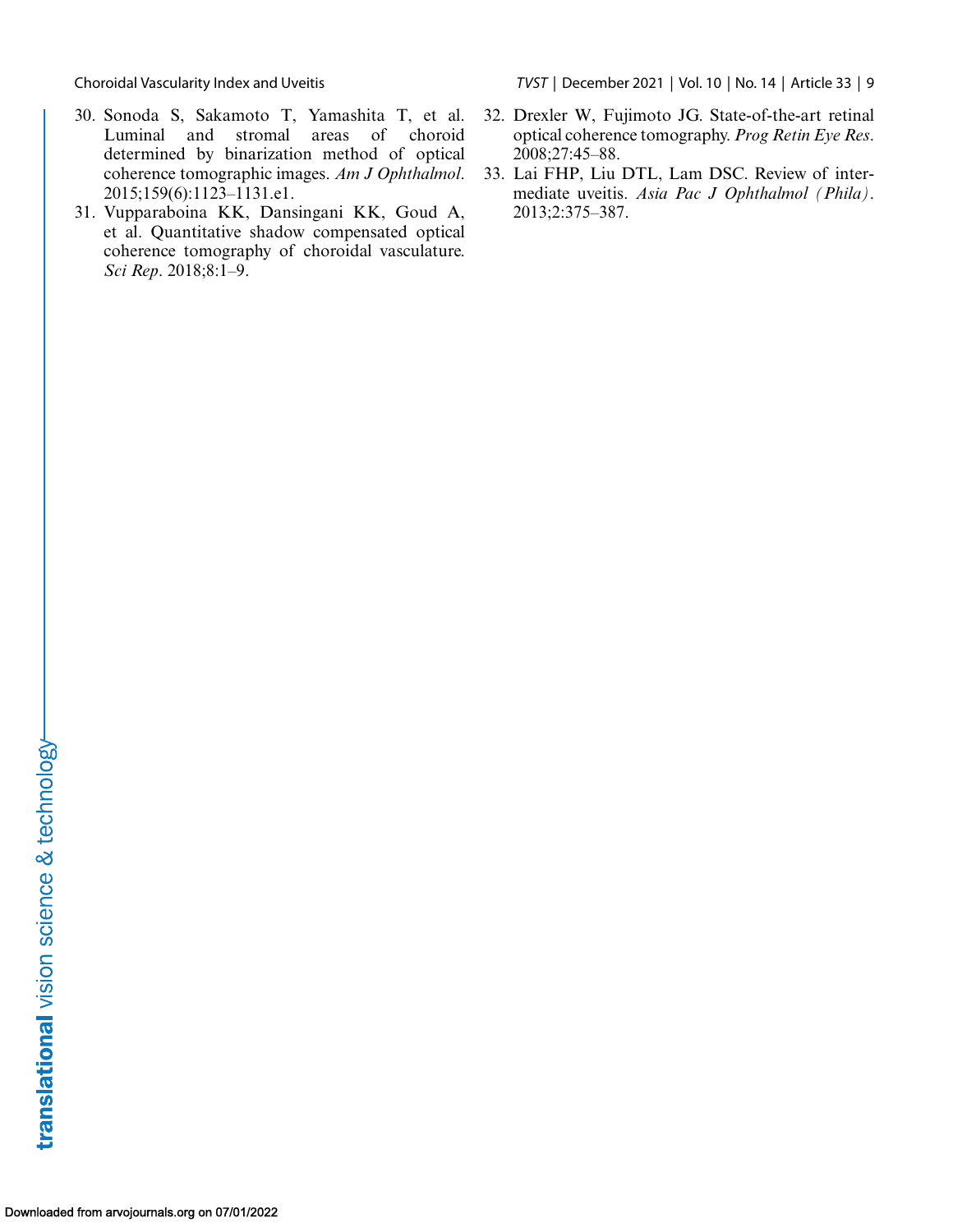30. Sonoda S, Sakamoto T, Yamashita T, et al. Luminal and stromal areas of choroid determined by binarization method of optical coherence tomographic images. *Am J Ophthalmol*. 2015;159(6):1123–1131.e1.
31. Vupparaboina KK, Dansingani KK, Goud A, et al. Quantitative shadow compensated optical coherence tomography of choroidal vasculature. *Sci Rep*. 2018;8:1–9.
32. Drexler W, Fujimoto JG. State-of-the-art retinal optical coherence tomography. *Prog Retin Eye Res*. 2008;27:45–88.
33. Lai FHP, Liu DTL, Lam DSC. Review of intermediate uveitis. *Asia Pac J Ophthalmol (Phila)*. 2013;2:375–387.